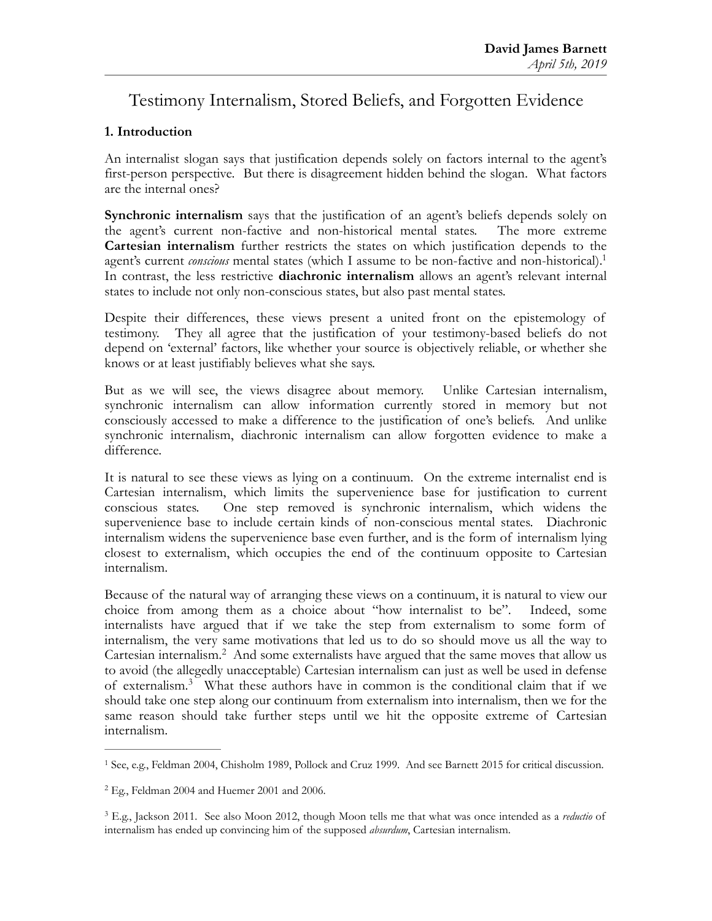David James Barnett
*April 5th, 2019*

# Testimony Internalism, Stored Beliefs, and Forgotten Evidence

## 1. Introduction

An internalist slogan says that justification depends solely on factors internal to the agent's first-person perspective. But there is disagreement hidden behind the slogan. What factors are the internal ones?

**Synchronic internalism** says that the justification of an agent's beliefs depends solely on the agent's current non-factive and non-historical mental states. The more extreme **Cartesian internalism** further restricts the states on which justification depends to the agent's current *conscious* mental states (which I assume to be non-factive and non-historical).[1] In contrast, the less restrictive **diachronic internalism** allows an agent's relevant internal states to include not only non-conscious states, but also past mental states.

Despite their differences, these views present a united front on the epistemology of testimony. They all agree that the justification of your testimony-based beliefs do not depend on 'external' factors, like whether your source is objectively reliable, or whether she knows or at least justifiably believes what she says.

But as we will see, the views disagree about memory. Unlike Cartesian internalism, synchronic internalism can allow information currently stored in memory but not consciously accessed to make a difference to the justification of one's beliefs. And unlike synchronic internalism, diachronic internalism can allow forgotten evidence to make a difference.

It is natural to see these views as lying on a continuum. On the extreme internalist end is Cartesian internalism, which limits the supervenience base for justification to current conscious states. One step removed is synchronic internalism, which widens the supervenience base to include certain kinds of non-conscious mental states. Diachronic internalism widens the supervenience base even further, and is the form of internalism lying closest to externalism, which occupies the end of the continuum opposite to Cartesian internalism.

Because of the natural way of arranging these views on a continuum, it is natural to view our choice from among them as a choice about "how internalist to be". Indeed, some internalists have argued that if we take the step from externalism to some form of internalism, the very same motivations that led us to do so should move us all the way to Cartesian internalism.[2] And some externalists have argued that the same moves that allow us to avoid (the allegedly unacceptable) Cartesian internalism can just as well be used in defense of externalism.[3] What these authors have in common is the conditional claim that if we should take one step along our continuum from externalism into internalism, then we for the same reason should take further steps until we hit the opposite extreme of Cartesian internalism.

---

[1] See, e.g., Feldman 2004, Chisholm 1989, Pollock and Cruz 1999. And see Barnett 2015 for critical discussion.

[2] Eg., Feldman 2004 and Huemer 2001 and 2006.

[3] E.g., Jackson 2011. See also Moon 2012, though Moon tells me that what was once intended as a *reductio* of internalism has ended up convincing him of the supposed *absurdum*, Cartesian internalism.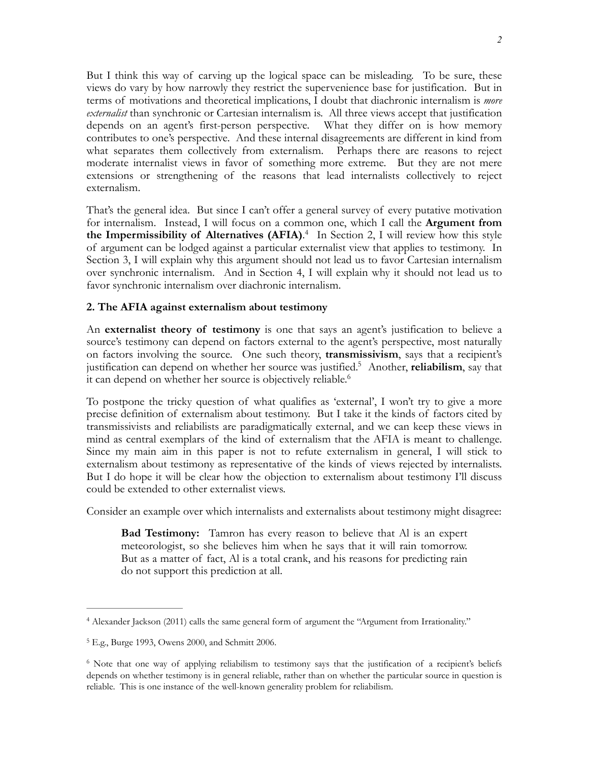But I think this way of carving up the logical space can be misleading. To be sure, these views do vary by how narrowly they restrict the supervenience base for justification. But in terms of motivations and theoretical implications, I doubt that diachronic internalism is *more externalist* than synchronic or Cartesian internalism is. All three views accept that justification depends on an agent's first-person perspective. What they differ on is how memory contributes to one's perspective. And these internal disagreements are different in kind from what separates them collectively from externalism. Perhaps there are reasons to reject moderate internalist views in favor of something more extreme. But they are not mere extensions or strengthening of the reasons that lead internalists collectively to reject externalism.

That's the general idea. But since I can't offer a general survey of every putative motivation for internalism. Instead, I will focus on a common one, which I call the **Argument from the Impermissibility of Alternatives (AFIA)**.[4] In Section 2, I will review how this style of argument can be lodged against a particular externalist view that applies to testimony. In Section 3, I will explain why this argument should not lead us to favor Cartesian internalism over synchronic internalism. And in Section 4, I will explain why it should not lead us to favor synchronic internalism over diachronic internalism.

## 2. The AFIA against externalism about testimony

An **externalist theory of testimony** is one that says an agent's justification to believe a source's testimony can depend on factors external to the agent's perspective, most naturally on factors involving the source. One such theory, **transmissivism**, says that a recipient's justification can depend on whether her source was justified.[5] Another, **reliabilism**, say that it can depend on whether her source is objectively reliable.[6]

To postpone the tricky question of what qualifies as 'external', I won't try to give a more precise definition of externalism about testimony. But I take it the kinds of factors cited by transmissivists and reliabilists are paradigmatically external, and we can keep these views in mind as central exemplars of the kind of externalism that the AFIA is meant to challenge. Since my main aim in this paper is not to refute externalism in general, I will stick to externalism about testimony as representative of the kinds of views rejected by internalists. But I do hope it will be clear how the objection to externalism about testimony I'll discuss could be extended to other externalist views.

Consider an example over which internalists and externalists about testimony might disagree:

> **Bad Testimony:** Tamron has every reason to believe that Al is an expert meteorologist, so she believes him when he says that it will rain tomorrow. But as a matter of fact, Al is a total crank, and his reasons for predicting rain do not support this prediction at all.

---

[4] Alexander Jackson (2011) calls the same general form of argument the "Argument from Irrationality."

[5] E.g., Burge 1993, Owens 2000, and Schmitt 2006.

[6] Note that one way of applying reliabilism to testimony says that the justification of a recipient's beliefs depends on whether testimony is in general reliable, rather than on whether the particular source in question is reliable. This is one instance of the well-known generality problem for reliabilism.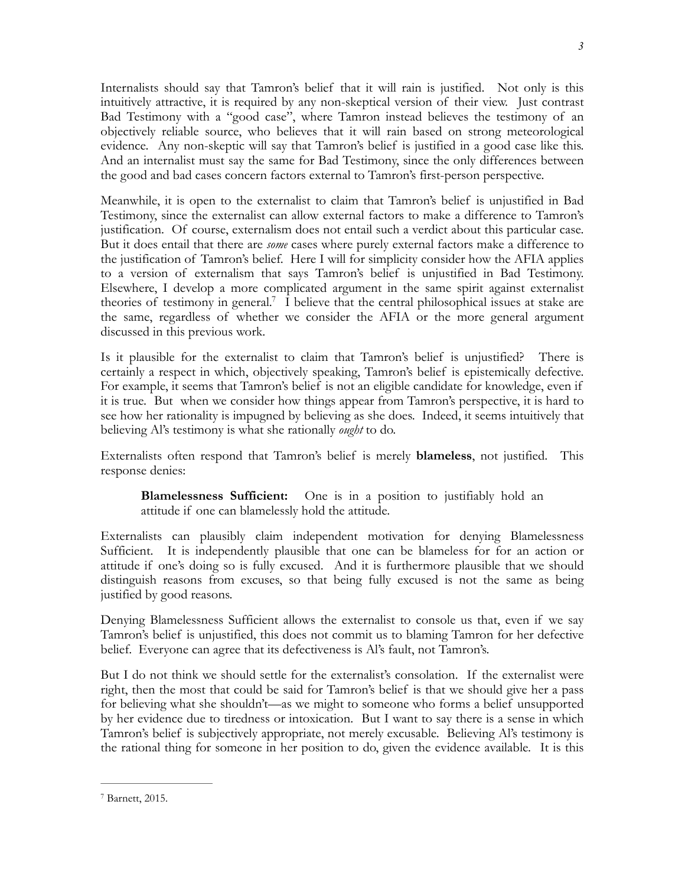Internalists should say that Tamron's belief that it will rain is justified. Not only is this intuitively attractive, it is required by any non-skeptical version of their view. Just contrast Bad Testimony with a "good case", where Tamron instead believes the testimony of an objectively reliable source, who believes that it will rain based on strong meteorological evidence. Any non-skeptic will say that Tamron's belief is justified in a good case like this. And an internalist must say the same for Bad Testimony, since the only differences between the good and bad cases concern factors external to Tamron's first-person perspective.

Meanwhile, it is open to the externalist to claim that Tamron's belief is unjustified in Bad Testimony, since the externalist can allow external factors to make a difference to Tamron's justification. Of course, externalism does not entail such a verdict about this particular case. But it does entail that there are *some* cases where purely external factors make a difference to the justification of Tamron's belief. Here I will for simplicity consider how the AFIA applies to a version of externalism that says Tamron's belief is unjustified in Bad Testimony. Elsewhere, I develop a more complicated argument in the same spirit against externalist theories of testimony in general.[7] I believe that the central philosophical issues at stake are the same, regardless of whether we consider the AFIA or the more general argument discussed in this previous work.

Is it plausible for the externalist to claim that Tamron's belief is unjustified? There is certainly a respect in which, objectively speaking, Tamron's belief is epistemically defective. For example, it seems that Tamron's belief is not an eligible candidate for knowledge, even if it is true. But when we consider how things appear from Tamron's perspective, it is hard to see how her rationality is impugned by believing as she does. Indeed, it seems intuitively that believing Al's testimony is what she rationally *ought* to do.

Externalists often respond that Tamron's belief is merely **blameless**, not justified. This response denies:

> **Blamelessness Sufficient:** One is in a position to justifiably hold an attitude if one can blamelessly hold the attitude.

Externalists can plausibly claim independent motivation for denying Blamelessness Sufficient. It is independently plausible that one can be blameless for for an action or attitude if one's doing so is fully excused. And it is furthermore plausible that we should distinguish reasons from excuses, so that being fully excused is not the same as being justified by good reasons.

Denying Blamelessness Sufficient allows the externalist to console us that, even if we say Tamron's belief is unjustified, this does not commit us to blaming Tamron for her defective belief. Everyone can agree that its defectiveness is Al's fault, not Tamron's.

But I do not think we should settle for the externalist's consolation. If the externalist were right, then the most that could be said for Tamron's belief is that we should give her a pass for believing what she shouldn't—as we might to someone who forms a belief unsupported by her evidence due to tiredness or intoxication. But I want to say there is a sense in which Tamron's belief is subjectively appropriate, not merely excusable. Believing Al's testimony is the rational thing for someone in her position to do, given the evidence available. It is this

---

[7] Barnett, 2015.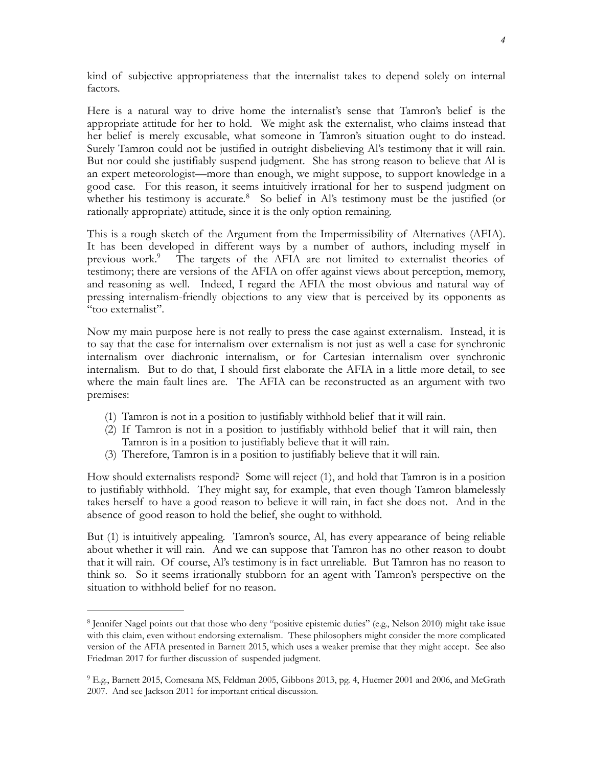kind of subjective appropriateness that the internalist takes to depend solely on internal factors.

Here is a natural way to drive home the internalist's sense that Tamron's belief is the appropriate attitude for her to hold. We might ask the externalist, who claims instead that her belief is merely excusable, what someone in Tamron's situation ought to do instead. Surely Tamron could not be justified in outright disbelieving Al's testimony that it will rain. But nor could she justifiably suspend judgment. She has strong reason to believe that Al is an expert meteorologist—more than enough, we might suppose, to support knowledge in a good case. For this reason, it seems intuitively irrational for her to suspend judgment on whether his testimony is accurate.[8] So belief in Al's testimony must be the justified (or rationally appropriate) attitude, since it is the only option remaining.

This is a rough sketch of the Argument from the Impermissibility of Alternatives (AFIA). It has been developed in different ways by a number of authors, including myself in previous work.[9] The targets of the AFIA are not limited to externalist theories of testimony; there are versions of the AFIA on offer against views about perception, memory, and reasoning as well. Indeed, I regard the AFIA the most obvious and natural way of pressing internalism-friendly objections to any view that is perceived by its opponents as "too externalist".

Now my main purpose here is not really to press the case against externalism. Instead, it is to say that the case for internalism over externalism is not just as well a case for synchronic internalism over diachronic internalism, or for Cartesian internalism over synchronic internalism. But to do that, I should first elaborate the AFIA in a little more detail, to see where the main fault lines are. The AFIA can be reconstructed as an argument with two premises:

(1) Tamron is not in a position to justifiably withhold belief that it will rain.
(2) If Tamron is not in a position to justifiably withhold belief that it will rain, then Tamron is in a position to justifiably believe that it will rain.
(3) Therefore, Tamron is in a position to justifiably believe that it will rain.

How should externalists respond? Some will reject (1), and hold that Tamron is in a position to justifiably withhold. They might say, for example, that even though Tamron blamelessly takes herself to have a good reason to believe it will rain, in fact she does not. And in the absence of good reason to hold the belief, she ought to withhold.

But (1) is intuitively appealing. Tamron's source, Al, has every appearance of being reliable about whether it will rain. And we can suppose that Tamron has no other reason to doubt that it will rain. Of course, Al's testimony is in fact unreliable. But Tamron has no reason to think so. So it seems irrationally stubborn for an agent with Tamron's perspective on the situation to withhold belief for no reason.

---

[8] Jennifer Nagel points out that those who deny "positive epistemic duties" (e.g., Nelson 2010) might take issue with this claim, even without endorsing externalism. These philosophers might consider the more complicated version of the AFIA presented in Barnett 2015, which uses a weaker premise that they might accept. See also Friedman 2017 for further discussion of suspended judgment.

[9] E.g., Barnett 2015, Comesana MS, Feldman 2005, Gibbons 2013, pg. 4, Huemer 2001 and 2006, and McGrath 2007. And see Jackson 2011 for important critical discussion.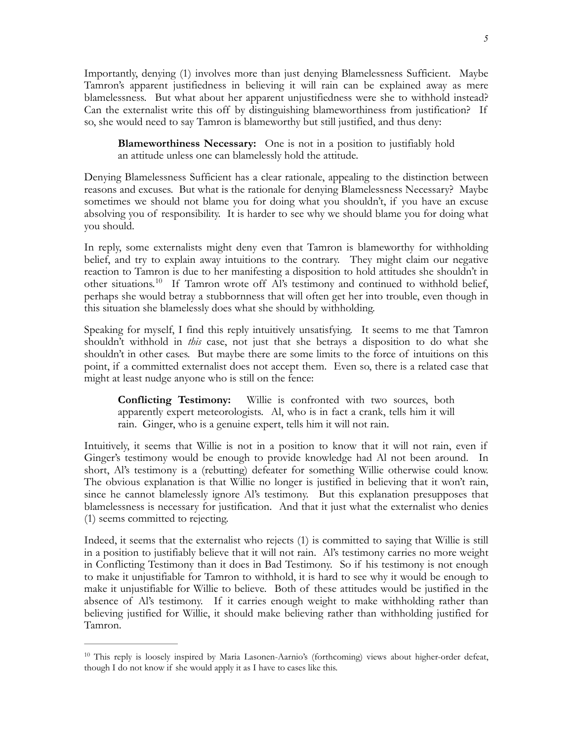Importantly, denying (1) involves more than just denying Blamelessness Sufficient. Maybe Tamron's apparent justifiedness in believing it will rain can be explained away as mere blamelessness. But what about her apparent unjustifiedness were she to withhold instead? Can the externalist write this off by distinguishing blameworthiness from justification? If so, she would need to say Tamron is blameworthy but still justified, and thus deny:

> **Blameworthiness Necessary:** One is not in a position to justifiably hold an attitude unless one can blamelessly hold the attitude.

Denying Blamelessness Sufficient has a clear rationale, appealing to the distinction between reasons and excuses. But what is the rationale for denying Blamelessness Necessary? Maybe sometimes we should not blame you for doing what you shouldn't, if you have an excuse absolving you of responsibility. It is harder to see why we should blame you for doing what you should.

In reply, some externalists might deny even that Tamron is blameworthy for withholding belief, and try to explain away intuitions to the contrary. They might claim our negative reaction to Tamron is due to her manifesting a disposition to hold attitudes she shouldn't in other situations.[10] If Tamron wrote off Al's testimony and continued to withhold belief, perhaps she would betray a stubbornness that will often get her into trouble, even though in this situation she blamelessly does what she should by withholding.

Speaking for myself, I find this reply intuitively unsatisfying. It seems to me that Tamron shouldn't withhold in *this* case, not just that she betrays a disposition to do what she shouldn't in other cases. But maybe there are some limits to the force of intuitions on this point, if a committed externalist does not accept them. Even so, there is a related case that might at least nudge anyone who is still on the fence:

> **Conflicting Testimony:** Willie is confronted with two sources, both apparently expert meteorologists. Al, who is in fact a crank, tells him it will rain. Ginger, who is a genuine expert, tells him it will not rain.

Intuitively, it seems that Willie is not in a position to know that it will not rain, even if Ginger's testimony would be enough to provide knowledge had Al not been around. In short, Al's testimony is a (rebutting) defeater for something Willie otherwise could know. The obvious explanation is that Willie no longer is justified in believing that it won't rain, since he cannot blamelessly ignore Al's testimony. But this explanation presupposes that blamelessness is necessary for justification. And that it just what the externalist who denies (1) seems committed to rejecting.

Indeed, it seems that the externalist who rejects (1) is committed to saying that Willie is still in a position to justifiably believe that it will not rain. Al's testimony carries no more weight in Conflicting Testimony than it does in Bad Testimony. So if his testimony is not enough to make it unjustifiable for Tamron to withhold, it is hard to see why it would be enough to make it unjustifiable for Willie to believe. Both of these attitudes would be justified in the absence of Al's testimony. If it carries enough weight to make withholding rather than believing justified for Willie, it should make believing rather than withholding justified for Tamron.

---

[10] This reply is loosely inspired by Maria Lasonen-Aarnio's (forthcoming) views about higher-order defeat, though I do not know if she would apply it as I have to cases like this.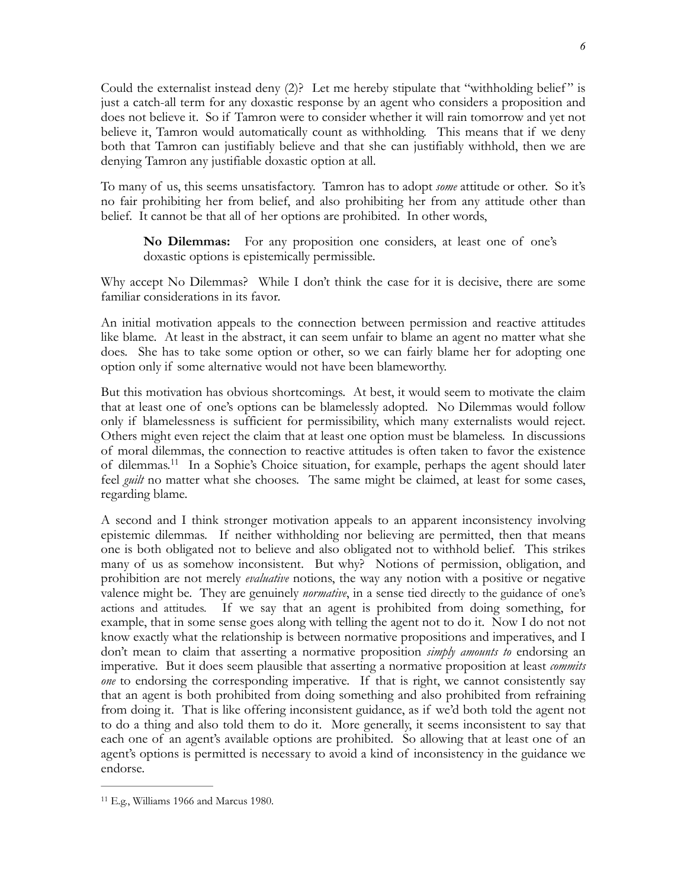Could the externalist instead deny (2)? Let me hereby stipulate that "withholding belief" is just a catch-all term for any doxastic response by an agent who considers a proposition and does not believe it. So if Tamron were to consider whether it will rain tomorrow and yet not believe it, Tamron would automatically count as withholding. This means that if we deny both that Tamron can justifiably believe and that she can justifiably withhold, then we are denying Tamron any justifiable doxastic option at all.

To many of us, this seems unsatisfactory. Tamron has to adopt *some* attitude or other. So it's no fair prohibiting her from belief, and also prohibiting her from any attitude other than belief. It cannot be that all of her options are prohibited. In other words,

> **No Dilemmas:** For any proposition one considers, at least one of one's doxastic options is epistemically permissible.

Why accept No Dilemmas? While I don't think the case for it is decisive, there are some familiar considerations in its favor.

An initial motivation appeals to the connection between permission and reactive attitudes like blame. At least in the abstract, it can seem unfair to blame an agent no matter what she does. She has to take some option or other, so we can fairly blame her for adopting one option only if some alternative would not have been blameworthy.

But this motivation has obvious shortcomings. At best, it would seem to motivate the claim that at least one of one's options can be blamelessly adopted. No Dilemmas would follow only if blamelessness is sufficient for permissibility, which many externalists would reject. Others might even reject the claim that at least one option must be blameless. In discussions of moral dilemmas, the connection to reactive attitudes is often taken to favor the existence of dilemmas.[11] In a Sophie's Choice situation, for example, perhaps the agent should later feel *guilt* no matter what she chooses. The same might be claimed, at least for some cases, regarding blame.

A second and I think stronger motivation appeals to an apparent inconsistency involving epistemic dilemmas. If neither withholding nor believing are permitted, then that means one is both obligated not to believe and also obligated not to withhold belief. This strikes many of us as somehow inconsistent. But why? Notions of permission, obligation, and prohibition are not merely *evaluative* notions, the way any notion with a positive or negative valence might be. They are genuinely *normative*, in a sense tied directly to the guidance of one's actions and attitudes. If we say that an agent is prohibited from doing something, for example, that in some sense goes along with telling the agent not to do it. Now I do not not know exactly what the relationship is between normative propositions and imperatives, and I don't mean to claim that asserting a normative proposition *simply amounts to* endorsing an imperative. But it does seem plausible that asserting a normative proposition at least *commits one* to endorsing the corresponding imperative. If that is right, we cannot consistently say that an agent is both prohibited from doing something and also prohibited from refraining from doing it. That is like offering inconsistent guidance, as if we'd both told the agent not to do a thing and also told them to do it. More generally, it seems inconsistent to say that each one of an agent's available options are prohibited. So allowing that at least one of an agent's options is permitted is necessary to avoid a kind of inconsistency in the guidance we endorse.

---

[11] E.g., Williams 1966 and Marcus 1980.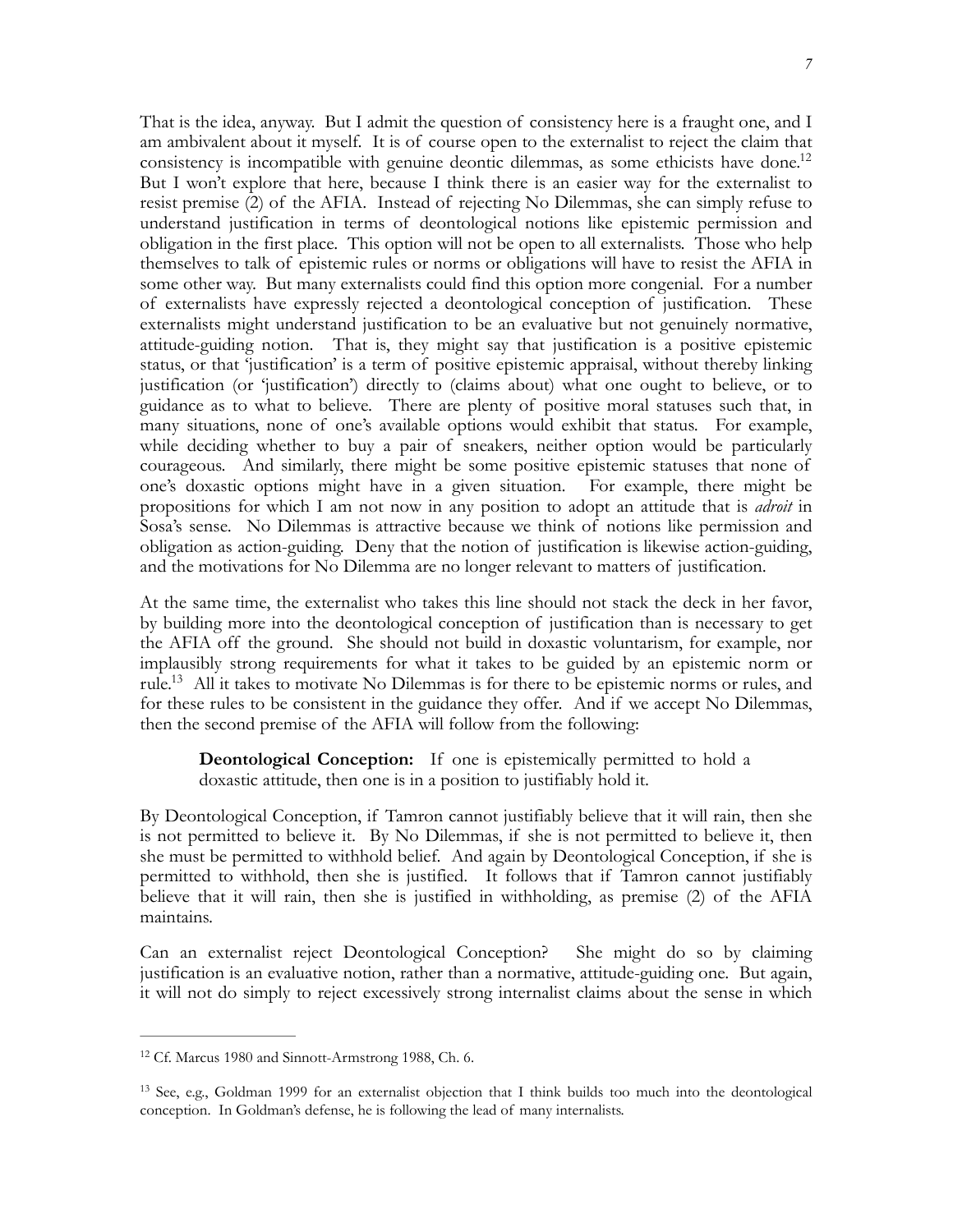That is the idea, anyway. But I admit the question of consistency here is a fraught one, and I am ambivalent about it myself. It is of course open to the externalist to reject the claim that consistency is incompatible with genuine deontic dilemmas, as some ethicists have done.[12] But I won't explore that here, because I think there is an easier way for the externalist to resist premise (2) of the AFIA. Instead of rejecting No Dilemmas, she can simply refuse to understand justification in terms of deontological notions like epistemic permission and obligation in the first place. This option will not be open to all externalists. Those who help themselves to talk of epistemic rules or norms or obligations will have to resist the AFIA in some other way. But many externalists could find this option more congenial. For a number of externalists have expressly rejected a deontological conception of justification. These externalists might understand justification to be an evaluative but not genuinely normative, attitude-guiding notion. That is, they might say that justification is a positive epistemic status, or that 'justification' is a term of positive epistemic appraisal, without thereby linking justification (or 'justification') directly to (claims about) what one ought to believe, or to guidance as to what to believe. There are plenty of positive moral statuses such that, in many situations, none of one's available options would exhibit that status. For example, while deciding whether to buy a pair of sneakers, neither option would be particularly courageous. And similarly, there might be some positive epistemic statuses that none of one's doxastic options might have in a given situation. For example, there might be propositions for which I am not now in any position to adopt an attitude that is *adroit* in Sosa's sense. No Dilemmas is attractive because we think of notions like permission and obligation as action-guiding. Deny that the notion of justification is likewise action-guiding, and the motivations for No Dilemma are no longer relevant to matters of justification.

At the same time, the externalist who takes this line should not stack the deck in her favor, by building more into the deontological conception of justification than is necessary to get the AFIA off the ground. She should not build in doxastic voluntarism, for example, nor implausibly strong requirements for what it takes to be guided by an epistemic norm or rule.[13] All it takes to motivate No Dilemmas is for there to be epistemic norms or rules, and for these rules to be consistent in the guidance they offer. And if we accept No Dilemmas, then the second premise of the AFIA will follow from the following:

> **Deontological Conception:** If one is epistemically permitted to hold a doxastic attitude, then one is in a position to justifiably hold it.

By Deontological Conception, if Tamron cannot justifiably believe that it will rain, then she is not permitted to believe it. By No Dilemmas, if she is not permitted to believe it, then she must be permitted to withhold belief. And again by Deontological Conception, if she is permitted to withhold, then she is justified. It follows that if Tamron cannot justifiably believe that it will rain, then she is justified in withholding, as premise (2) of the AFIA maintains.

Can an externalist reject Deontological Conception? She might do so by claiming justification is an evaluative notion, rather than a normative, attitude-guiding one. But again, it will not do simply to reject excessively strong internalist claims about the sense in which

---

[12] Cf. Marcus 1980 and Sinnott-Armstrong 1988, Ch. 6.

[13] See, e.g., Goldman 1999 for an externalist objection that I think builds too much into the deontological conception. In Goldman's defense, he is following the lead of many internalists.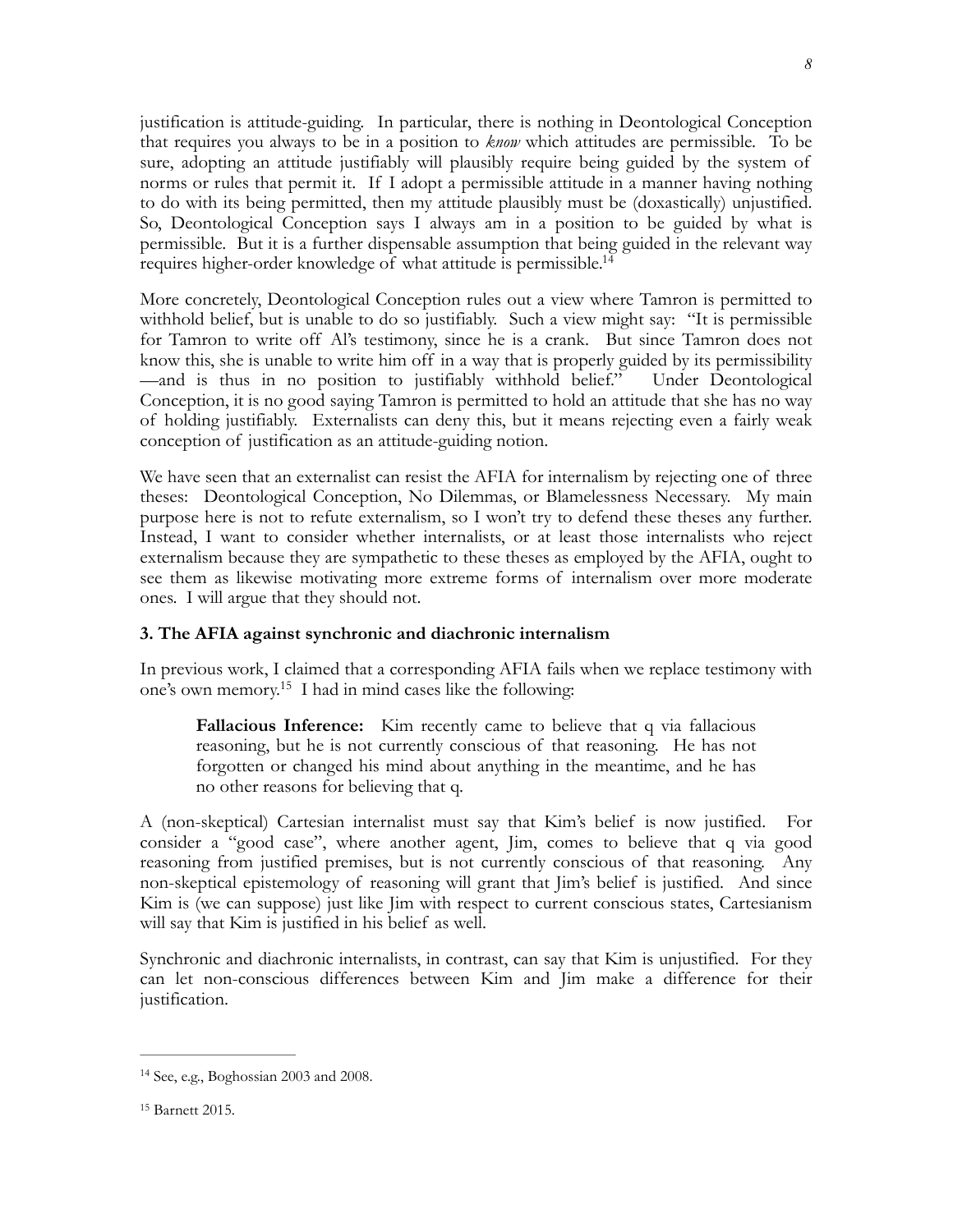justification is attitude-guiding. In particular, there is nothing in Deontological Conception that requires you always to be in a position to *know* which attitudes are permissible. To be sure, adopting an attitude justifiably will plausibly require being guided by the system of norms or rules that permit it. If I adopt a permissible attitude in a manner having nothing to do with its being permitted, then my attitude plausibly must be (doxastically) unjustified. So, Deontological Conception says I always am in a position to be guided by what is permissible. But it is a further dispensable assumption that being guided in the relevant way requires higher-order knowledge of what attitude is permissible.[14]

More concretely, Deontological Conception rules out a view where Tamron is permitted to withhold belief, but is unable to do so justifiably. Such a view might say: "It is permissible for Tamron to write off Al's testimony, since he is a crank. But since Tamron does not know this, she is unable to write him off in a way that is properly guided by its permissibility—and is thus in no position to justifiably withhold belief." Under Deontological Conception, it is no good saying Tamron is permitted to hold an attitude that she has no way of holding justifiably. Externalists can deny this, but it means rejecting even a fairly weak conception of justification as an attitude-guiding notion.

We have seen that an externalist can resist the AFIA for internalism by rejecting one of three theses: Deontological Conception, No Dilemmas, or Blamelessness Necessary. My main purpose here is not to refute externalism, so I won't try to defend these theses any further. Instead, I want to consider whether internalists, or at least those internalists who reject externalism because they are sympathetic to these theses as employed by the AFIA, ought to see them as likewise motivating more extreme forms of internalism over more moderate ones. I will argue that they should not.

## 3. The AFIA against synchronic and diachronic internalism

In previous work, I claimed that a corresponding AFIA fails when we replace testimony with one's own memory.[15] I had in mind cases like the following:

> **Fallacious Inference:** Kim recently came to believe that q via fallacious reasoning, but he is not currently conscious of that reasoning. He has not forgotten or changed his mind about anything in the meantime, and he has no other reasons for believing that q.

A (non-skeptical) Cartesian internalist must say that Kim's belief is now justified. For consider a "good case", where another agent, Jim, comes to believe that q via good reasoning from justified premises, but is not currently conscious of that reasoning. Any non-skeptical epistemology of reasoning will grant that Jim's belief is justified. And since Kim is (we can suppose) just like Jim with respect to current conscious states, Cartesianism will say that Kim is justified in his belief as well.

Synchronic and diachronic internalists, in contrast, can say that Kim is unjustified. For they can let non-conscious differences between Kim and Jim make a difference for their justification.

---

[14] See, e.g., Boghossian 2003 and 2008.

[15] Barnett 2015.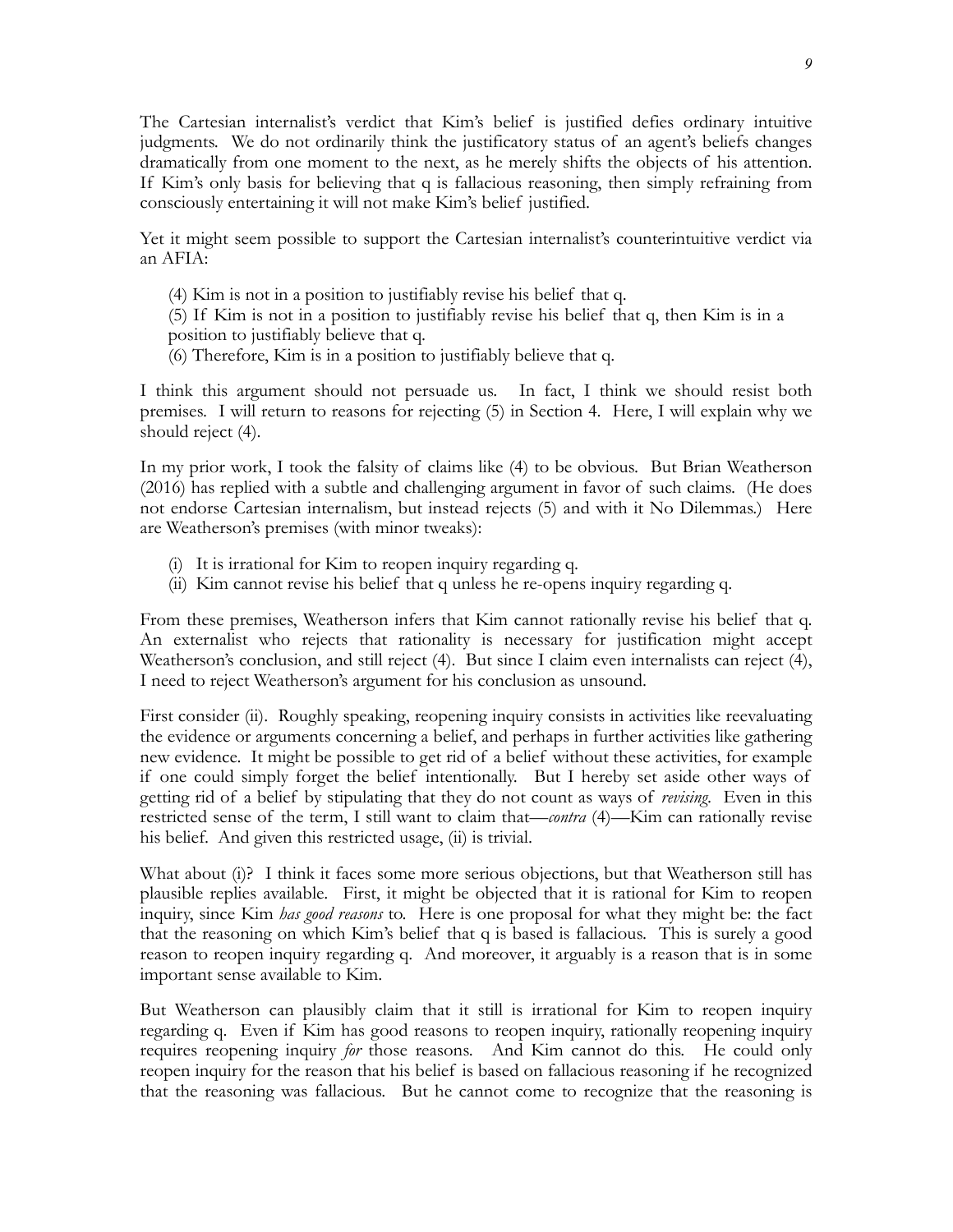The Cartesian internalist's verdict that Kim's belief is justified defies ordinary intuitive judgments. We do not ordinarily think the justificatory status of an agent's beliefs changes dramatically from one moment to the next, as he merely shifts the objects of his attention. If Kim's only basis for believing that q is fallacious reasoning, then simply refraining from consciously entertaining it will not make Kim's belief justified.

Yet it might seem possible to support the Cartesian internalist's counterintuitive verdict via an AFIA:

(4) Kim is not in a position to justifiably revise his belief that q.
(5) If Kim is not in a position to justifiably revise his belief that q, then Kim is in a position to justifiably believe that q.
(6) Therefore, Kim is in a position to justifiably believe that q.

I think this argument should not persuade us. In fact, I think we should resist both premises. I will return to reasons for rejecting (5) in Section 4. Here, I will explain why we should reject (4).

In my prior work, I took the falsity of claims like (4) to be obvious. But Brian Weatherson (2016) has replied with a subtle and challenging argument in favor of such claims. (He does not endorse Cartesian internalism, but instead rejects (5) and with it No Dilemmas.) Here are Weatherson's premises (with minor tweaks):

(i) It is irrational for Kim to reopen inquiry regarding q.
(ii) Kim cannot revise his belief that q unless he re-opens inquiry regarding q.

From these premises, Weatherson infers that Kim cannot rationally revise his belief that q. An externalist who rejects that rationality is necessary for justification might accept Weatherson's conclusion, and still reject (4). But since I claim even internalists can reject (4), I need to reject Weatherson's argument for his conclusion as unsound.

First consider (ii). Roughly speaking, reopening inquiry consists in activities like reevaluating the evidence or arguments concerning a belief, and perhaps in further activities like gathering new evidence. It might be possible to get rid of a belief without these activities, for example if one could simply forget the belief intentionally. But I hereby set aside other ways of getting rid of a belief by stipulating that they do not count as ways of *revising*. Even in this restricted sense of the term, I still want to claim that—*contra* (4)—Kim can rationally revise his belief. And given this restricted usage, (ii) is trivial.

What about (i)? I think it faces some more serious objections, but that Weatherson still has plausible replies available. First, it might be objected that it is rational for Kim to reopen inquiry, since Kim *has good reasons* to. Here is one proposal for what they might be: the fact that the reasoning on which Kim's belief that q is based is fallacious. This is surely a good reason to reopen inquiry regarding q. And moreover, it arguably is a reason that is in some important sense available to Kim.

But Weatherson can plausibly claim that it still is irrational for Kim to reopen inquiry regarding q. Even if Kim has good reasons to reopen inquiry, rationally reopening inquiry requires reopening inquiry *for* those reasons. And Kim cannot do this. He could only reopen inquiry for the reason that his belief is based on fallacious reasoning if he recognized that the reasoning was fallacious. But he cannot come to recognize that the reasoning is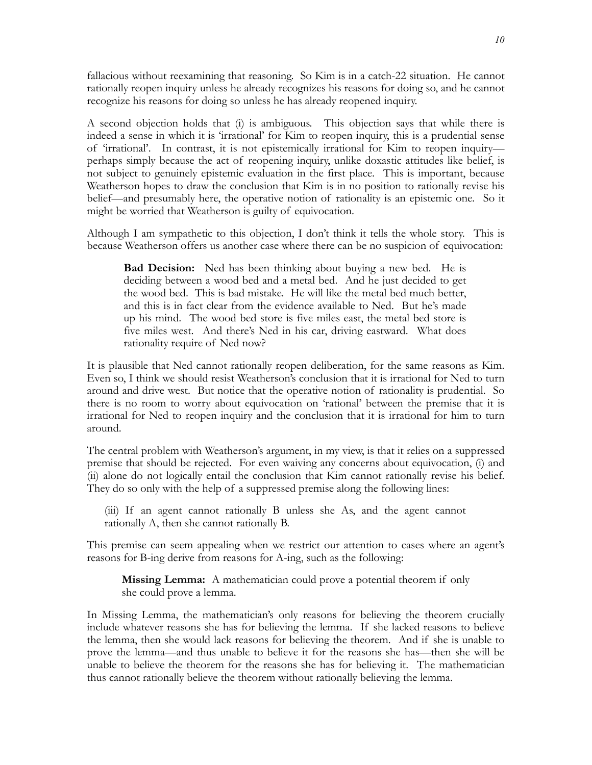fallacious without reexamining that reasoning. So Kim is in a catch-22 situation. He cannot rationally reopen inquiry unless he already recognizes his reasons for doing so, and he cannot recognize his reasons for doing so unless he has already reopened inquiry.

A second objection holds that (i) is ambiguous. This objection says that while there is indeed a sense in which it is 'irrational' for Kim to reopen inquiry, this is a prudential sense of 'irrational'. In contrast, it is not epistemically irrational for Kim to reopen inquiry—perhaps simply because the act of reopening inquiry, unlike doxastic attitudes like belief, is not subject to genuinely epistemic evaluation in the first place. This is important, because Weatherson hopes to draw the conclusion that Kim is in no position to rationally revise his belief—and presumably here, the operative notion of rationality is an epistemic one. So it might be worried that Weatherson is guilty of equivocation.

Although I am sympathetic to this objection, I don't think it tells the whole story. This is because Weatherson offers us another case where there can be no suspicion of equivocation:

> **Bad Decision:** Ned has been thinking about buying a new bed. He is deciding between a wood bed and a metal bed. And he just decided to get the wood bed. This is bad mistake. He will like the metal bed much better, and this is in fact clear from the evidence available to Ned. But he's made up his mind. The wood bed store is five miles east, the metal bed store is five miles west. And there's Ned in his car, driving eastward. What does rationality require of Ned now?

It is plausible that Ned cannot rationally reopen deliberation, for the same reasons as Kim. Even so, I think we should resist Weatherson's conclusion that it is irrational for Ned to turn around and drive west. But notice that the operative notion of rationality is prudential. So there is no room to worry about equivocation on 'rational' between the premise that it is irrational for Ned to reopen inquiry and the conclusion that it is irrational for him to turn around.

The central problem with Weatherson's argument, in my view, is that it relies on a suppressed premise that should be rejected. For even waiving any concerns about equivocation, (i) and (ii) alone do not logically entail the conclusion that Kim cannot rationally revise his belief. They do so only with the help of a suppressed premise along the following lines:

> (iii) If an agent cannot rationally B unless she As, and the agent cannot rationally A, then she cannot rationally B.

This premise can seem appealing when we restrict our attention to cases where an agent's reasons for B-ing derive from reasons for A-ing, such as the following:

> **Missing Lemma:** A mathematician could prove a potential theorem if only she could prove a lemma.

In Missing Lemma, the mathematician's only reasons for believing the theorem crucially include whatever reasons she has for believing the lemma. If she lacked reasons to believe the lemma, then she would lack reasons for believing the theorem. And if she is unable to prove the lemma—and thus unable to believe it for the reasons she has—then she will be unable to believe the theorem for the reasons she has for believing it. The mathematician thus cannot rationally believe the theorem without rationally believing the lemma.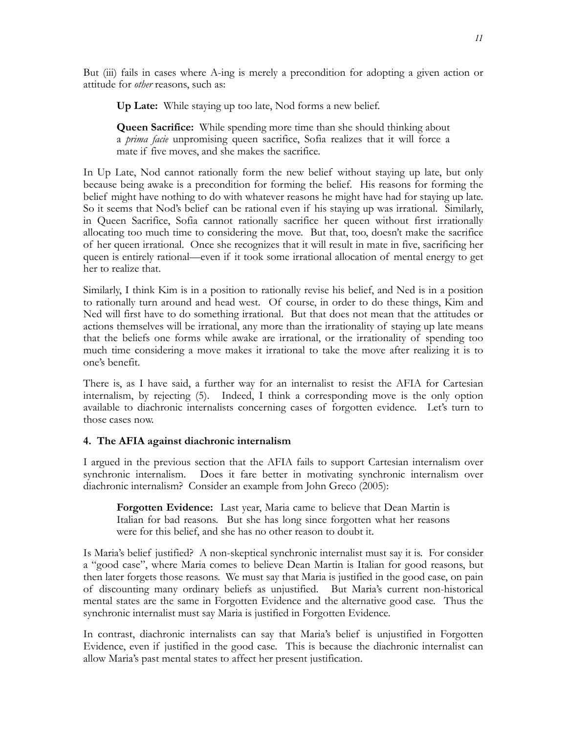But (iii) fails in cases where A-ing is merely a precondition for adopting a given action or attitude for *other* reasons, such as:

> **Up Late:** While staying up too late, Nod forms a new belief.

> **Queen Sacrifice:** While spending more time than she should thinking about a *prima facie* unpromising queen sacrifice, Sofia realizes that it will force a mate if five moves, and she makes the sacrifice.

In Up Late, Nod cannot rationally form the new belief without staying up late, but only because being awake is a precondition for forming the belief. His reasons for forming the belief might have nothing to do with whatever reasons he might have had for staying up late. So it seems that Nod's belief can be rational even if his staying up was irrational. Similarly, in Queen Sacrifice, Sofia cannot rationally sacrifice her queen without first irrationally allocating too much time to considering the move. But that, too, doesn't make the sacrifice of her queen irrational. Once she recognizes that it will result in mate in five, sacrificing her queen is entirely rational—even if it took some irrational allocation of mental energy to get her to realize that.

Similarly, I think Kim is in a position to rationally revise his belief, and Ned is in a position to rationally turn around and head west. Of course, in order to do these things, Kim and Ned will first have to do something irrational. But that does not mean that the attitudes or actions themselves will be irrational, any more than the irrationality of staying up late means that the beliefs one forms while awake are irrational, or the irrationality of spending too much time considering a move makes it irrational to take the move after realizing it is to one's benefit.

There is, as I have said, a further way for an internalist to resist the AFIA for Cartesian internalism, by rejecting (5). Indeed, I think a corresponding move is the only option available to diachronic internalists concerning cases of forgotten evidence. Let's turn to those cases now.

### 4. The AFIA against diachronic internalism

I argued in the previous section that the AFIA fails to support Cartesian internalism over synchronic internalism. Does it fare better in motivating synchronic internalism over diachronic internalism? Consider an example from John Greco (2005):

> **Forgotten Evidence:** Last year, Maria came to believe that Dean Martin is Italian for bad reasons. But she has long since forgotten what her reasons were for this belief, and she has no other reason to doubt it.

Is Maria's belief justified? A non-skeptical synchronic internalist must say it is. For consider a "good case", where Maria comes to believe Dean Martin is Italian for good reasons, but then later forgets those reasons. We must say that Maria is justified in the good case, on pain of discounting many ordinary beliefs as unjustified. But Maria's current non-historical mental states are the same in Forgotten Evidence and the alternative good case. Thus the synchronic internalist must say Maria is justified in Forgotten Evidence.

In contrast, diachronic internalists can say that Maria's belief is unjustified in Forgotten Evidence, even if justified in the good case. This is because the diachronic internalist can allow Maria's past mental states to affect her present justification.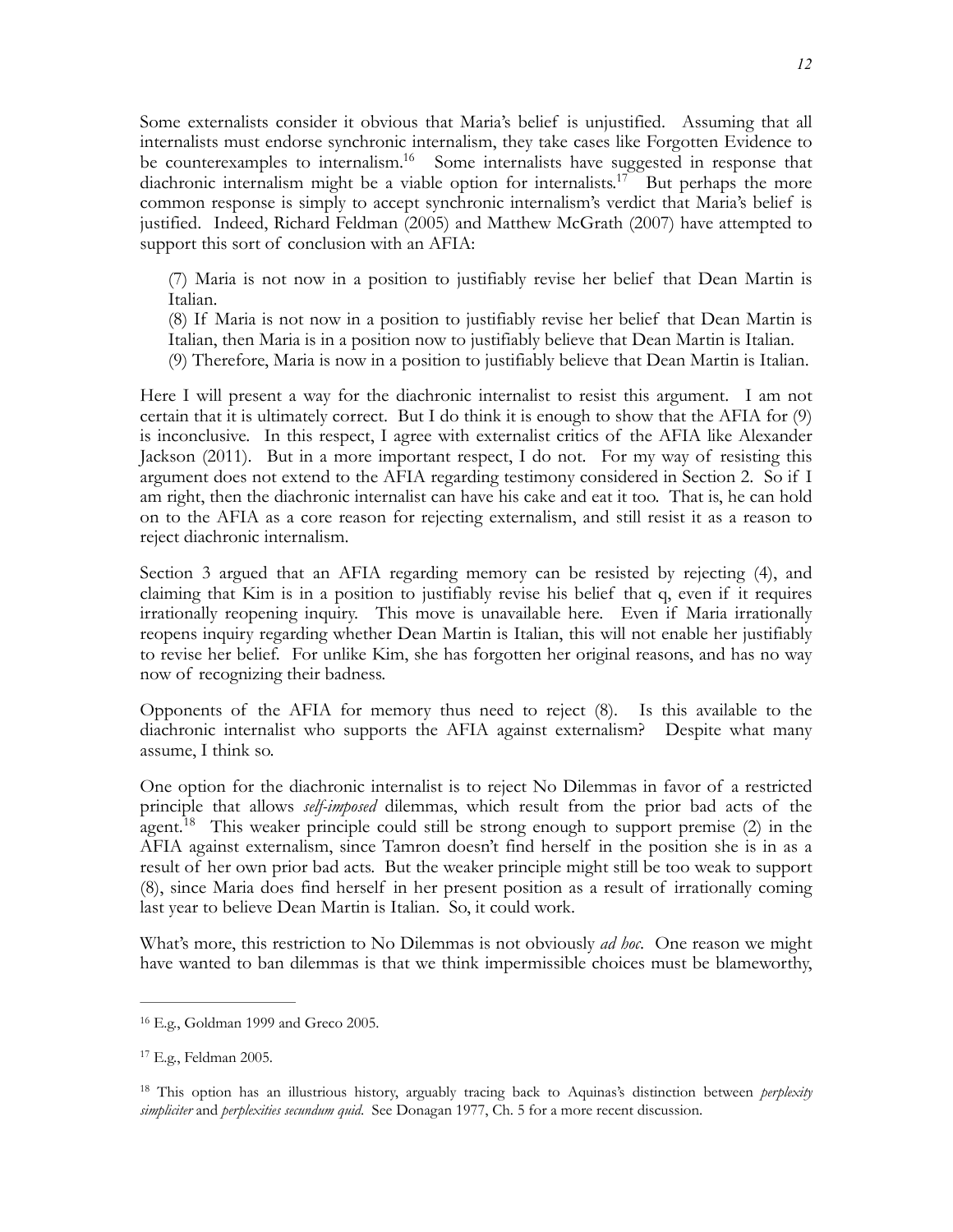Some externalists consider it obvious that Maria's belief is unjustified. Assuming that all internalists must endorse synchronic internalism, they take cases like Forgotten Evidence to be counterexamples to internalism.[16] Some internalists have suggested in response that diachronic internalism might be a viable option for internalists.[17] But perhaps the more common response is simply to accept synchronic internalism's verdict that Maria's belief is justified. Indeed, Richard Feldman (2005) and Matthew McGrath (2007) have attempted to support this sort of conclusion with an AFIA:

(7) Maria is not now in a position to justifiably revise her belief that Dean Martin is Italian.
(8) If Maria is not now in a position to justifiably revise her belief that Dean Martin is Italian, then Maria is in a position now to justifiably believe that Dean Martin is Italian.
(9) Therefore, Maria is now in a position to justifiably believe that Dean Martin is Italian.

Here I will present a way for the diachronic internalist to resist this argument. I am not certain that it is ultimately correct. But I do think it is enough to show that the AFIA for (9) is inconclusive. In this respect, I agree with externalist critics of the AFIA like Alexander Jackson (2011). But in a more important respect, I do not. For my way of resisting this argument does not extend to the AFIA regarding testimony considered in Section 2. So if I am right, then the diachronic internalist can have his cake and eat it too. That is, he can hold on to the AFIA as a core reason for rejecting externalism, and still resist it as a reason to reject diachronic internalism.

Section 3 argued that an AFIA regarding memory can be resisted by rejecting (4), and claiming that Kim is in a position to justifiably revise his belief that q, even if it requires irrationally reopening inquiry. This move is unavailable here. Even if Maria irrationally reopens inquiry regarding whether Dean Martin is Italian, this will not enable her justifiably to revise her belief. For unlike Kim, she has forgotten her original reasons, and has no way now of recognizing their badness.

Opponents of the AFIA for memory thus need to reject (8). Is this available to the diachronic internalist who supports the AFIA against externalism? Despite what many assume, I think so.

One option for the diachronic internalist is to reject No Dilemmas in favor of a restricted principle that allows *self-imposed* dilemmas, which result from the prior bad acts of the agent.[18] This weaker principle could still be strong enough to support premise (2) in the AFIA against externalism, since Tamron doesn't find herself in the position she is in as a result of her own prior bad acts. But the weaker principle might still be too weak to support (8), since Maria does find herself in her present position as a result of irrationally coming last year to believe Dean Martin is Italian. So, it could work.

What's more, this restriction to No Dilemmas is not obviously *ad hoc*. One reason we might have wanted to ban dilemmas is that we think impermissible choices must be blameworthy,

---

[16] E.g., Goldman 1999 and Greco 2005.

[17] E.g., Feldman 2005.

[18] This option has an illustrious history, arguably tracing back to Aquinas's distinction between *perplexity simpliciter* and *perplexities secundum quid*. See Donagan 1977, Ch. 5 for a more recent discussion.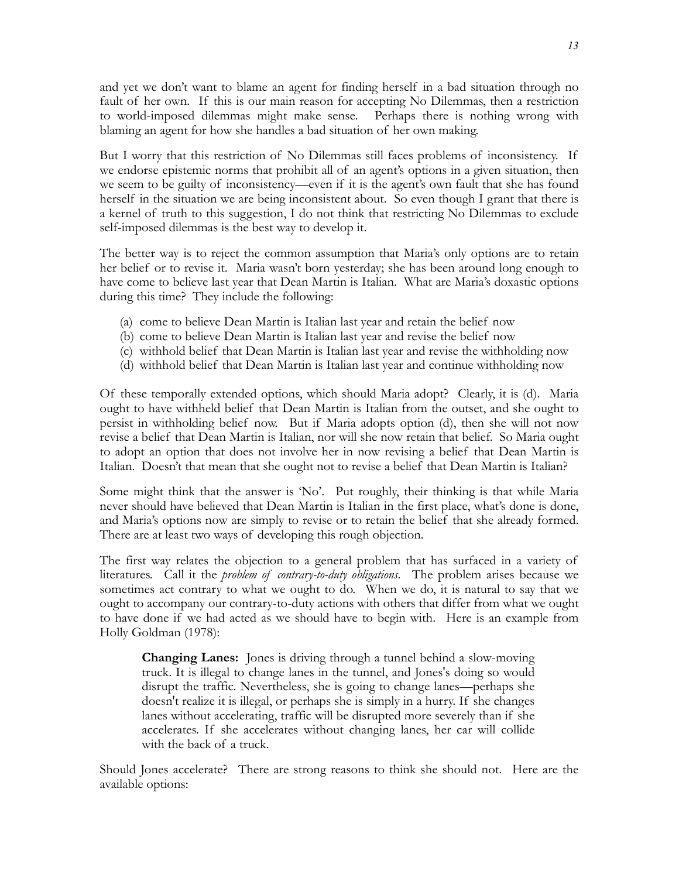and yet we don't want to blame an agent for finding herself in a bad situation through no fault of her own. If this is our main reason for accepting No Dilemmas, then a restriction to world-imposed dilemmas might make sense. Perhaps there is nothing wrong with blaming an agent for how she handles a bad situation of her own making.

But I worry that this restriction of No Dilemmas still faces problems of inconsistency. If we endorse epistemic norms that prohibit all of an agent's options in a given situation, then we seem to be guilty of inconsistency—even if it is the agent's own fault that she has found herself in the situation we are being inconsistent about. So even though I grant that there is a kernel of truth to this suggestion, I do not think that restricting No Dilemmas to exclude self-imposed dilemmas is the best way to develop it.

The better way is to reject the common assumption that Maria's only options are to retain her belief or to revise it. Maria wasn't born yesterday; she has been around long enough to have come to believe last year that Dean Martin is Italian. What are Maria's doxastic options during this time? They include the following:

(a) come to believe Dean Martin is Italian last year and retain the belief now
(b) come to believe Dean Martin is Italian last year and revise the belief now
(c) withhold belief that Dean Martin is Italian last year and revise the withholding now
(d) withhold belief that Dean Martin is Italian last year and continue withholding now

Of these temporally extended options, which should Maria adopt? Clearly, it is (d). Maria ought to have withheld belief that Dean Martin is Italian from the outset, and she ought to persist in withholding belief now. But if Maria adopts option (d), then she will not now revise a belief that Dean Martin is Italian, nor will she now retain that belief. So Maria ought to adopt an option that does not involve her in now revising a belief that Dean Martin is Italian. Doesn't that mean that she ought not to revise a belief that Dean Martin is Italian?

Some might think that the answer is 'No'. Put roughly, their thinking is that while Maria never should have believed that Dean Martin is Italian in the first place, what's done is done, and Maria's options now are simply to revise or to retain the belief that she already formed. There are at least two ways of developing this rough objection.

The first way relates the objection to a general problem that has surfaced in a variety of literatures. Call it the *problem of contrary-to-duty obligations*. The problem arises because we sometimes act contrary to what we ought to do. When we do, it is natural to say that we ought to accompany our contrary-to-duty actions with others that differ from what we ought to have done if we had acted as we should have to begin with. Here is an example from Holly Goldman (1978):

> **Changing Lanes:** Jones is driving through a tunnel behind a slow-moving truck. It is illegal to change lanes in the tunnel, and Jones's doing so would disrupt the traffic. Nevertheless, she is going to change lanes—perhaps she doesn't realize it is illegal, or perhaps she is simply in a hurry. If she changes lanes without accelerating, traffic will be disrupted more severely than if she accelerates. If she accelerates without changing lanes, her car will collide with the back of a truck.

Should Jones accelerate? There are strong reasons to think she should not. Here are the available options: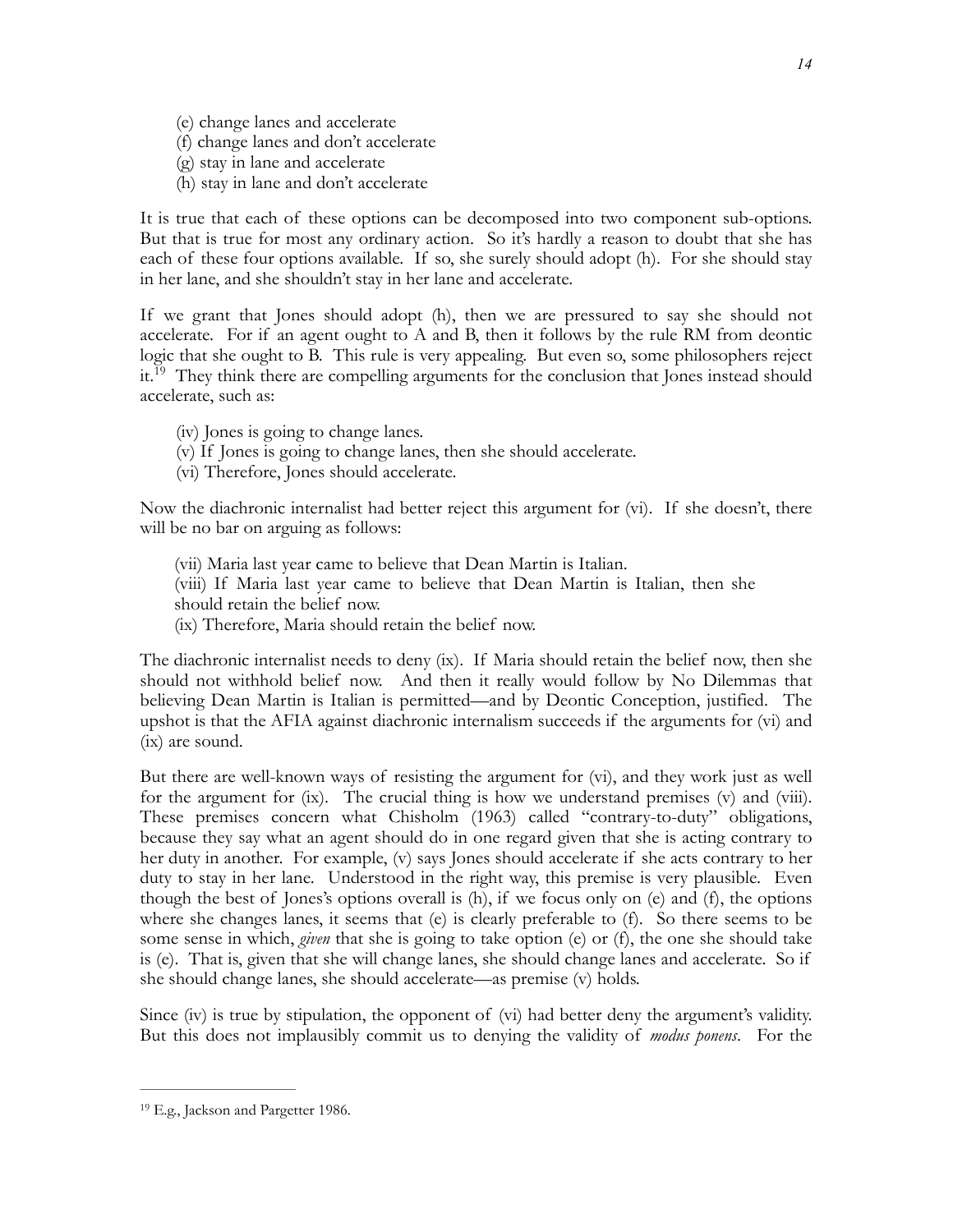(e) change lanes and accelerate
(f) change lanes and don't accelerate
(g) stay in lane and accelerate
(h) stay in lane and don't accelerate

It is true that each of these options can be decomposed into two component sub-options. But that is true for most any ordinary action. So it's hardly a reason to doubt that she has each of these four options available. If so, she surely should adopt (h). For she should stay in her lane, and she shouldn't stay in her lane and accelerate.

If we grant that Jones should adopt (h), then we are pressured to say she should not accelerate. For if an agent ought to A and B, then it follows by the rule RM from deontic logic that she ought to B. This rule is very appealing. But even so, some philosophers reject it.[19] They think there are compelling arguments for the conclusion that Jones instead should accelerate, such as:

(iv) Jones is going to change lanes.
(v) If Jones is going to change lanes, then she should accelerate.
(vi) Therefore, Jones should accelerate.

Now the diachronic internalist had better reject this argument for (vi). If she doesn't, there will be no bar on arguing as follows:

(vii) Maria last year came to believe that Dean Martin is Italian.
(viii) If Maria last year came to believe that Dean Martin is Italian, then she should retain the belief now.
(ix) Therefore, Maria should retain the belief now.

The diachronic internalist needs to deny (ix). If Maria should retain the belief now, then she should not withhold belief now. And then it really would follow by No Dilemmas that believing Dean Martin is Italian is permitted—and by Deontic Conception, justified. The upshot is that the AFIA against diachronic internalism succeeds if the arguments for (vi) and (ix) are sound.

But there are well-known ways of resisting the argument for (vi), and they work just as well for the argument for (ix). The crucial thing is how we understand premises (v) and (viii). These premises concern what Chisholm (1963) called "contrary-to-duty" obligations, because they say what an agent should do in one regard given that she is acting contrary to her duty in another. For example, (v) says Jones should accelerate if she acts contrary to her duty to stay in her lane. Understood in the right way, this premise is very plausible. Even though the best of Jones's options overall is (h), if we focus only on (e) and (f), the options where she changes lanes, it seems that (e) is clearly preferable to (f). So there seems to be some sense in which, *given* that she is going to take option (e) or (f), the one she should take is (e). That is, given that she will change lanes, she should change lanes and accelerate. So if she should change lanes, she should accelerate—as premise (v) holds.

Since (iv) is true by stipulation, the opponent of (vi) had better deny the argument's validity. But this does not implausibly commit us to denying the validity of *modus ponens*. For the

[19] E.g., Jackson and Pargetter 1986.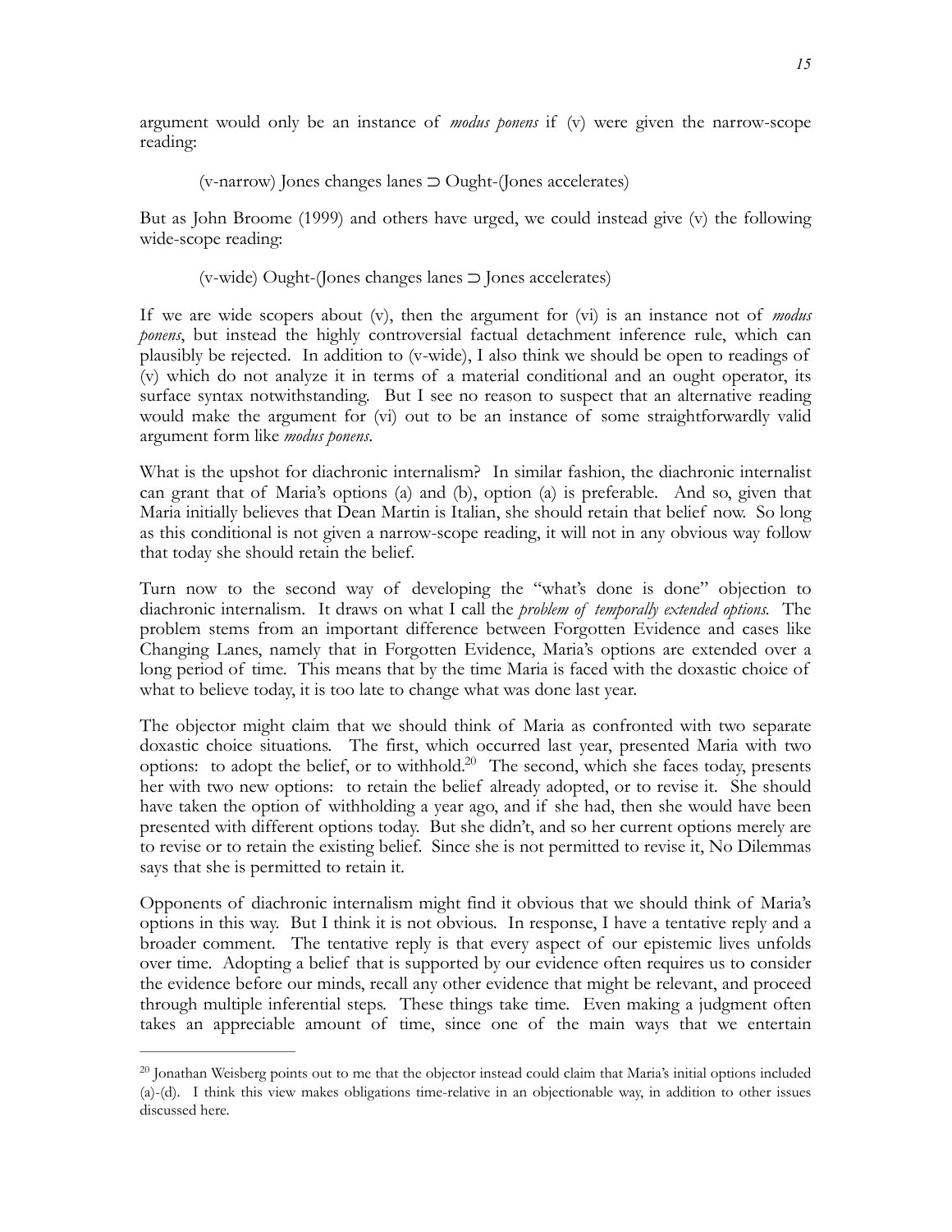argument would only be an instance of *modus ponens* if (v) were given the narrow-scope reading:

(v-narrow) Jones changes lanes ⊃ Ought-(Jones accelerates)

But as John Broome (1999) and others have urged, we could instead give (v) the following wide-scope reading:

(v-wide) Ought-(Jones changes lanes ⊃ Jones accelerates)

If we are wide scopers about (v), then the argument for (vi) is an instance not of *modus ponens*, but instead the highly controversial factual detachment inference rule, which can plausibly be rejected. In addition to (v-wide), I also think we should be open to readings of (v) which do not analyze it in terms of a material conditional and an ought operator, its surface syntax notwithstanding. But I see no reason to suspect that an alternative reading would make the argument for (vi) out to be an instance of some straightforwardly valid argument form like *modus ponens*.

What is the upshot for diachronic internalism? In similar fashion, the diachronic internalist can grant that of Maria's options (a) and (b), option (a) is preferable. And so, given that Maria initially believes that Dean Martin is Italian, she should retain that belief now. So long as this conditional is not given a narrow-scope reading, it will not in any obvious way follow that today she should retain the belief.

Turn now to the second way of developing the "what's done is done" objection to diachronic internalism. It draws on what I call the *problem of temporally extended options*. The problem stems from an important difference between Forgotten Evidence and cases like Changing Lanes, namely that in Forgotten Evidence, Maria's options are extended over a long period of time. This means that by the time Maria is faced with the doxastic choice of what to believe today, it is too late to change what was done last year.

The objector might claim that we should think of Maria as confronted with two separate doxastic choice situations. The first, which occurred last year, presented Maria with two options: to adopt the belief, or to withhold.[20] The second, which she faces today, presents her with two new options: to retain the belief already adopted, or to revise it. She should have taken the option of withholding a year ago, and if she had, then she would have been presented with different options today. But she didn't, and so her current options merely are to revise or to retain the existing belief. Since she is not permitted to revise it, No Dilemmas says that she is permitted to retain it.

Opponents of diachronic internalism might find it obvious that we should think of Maria's options in this way. But I think it is not obvious. In response, I have a tentative reply and a broader comment. The tentative reply is that every aspect of our epistemic lives unfolds over time. Adopting a belief that is supported by our evidence often requires us to consider the evidence before our minds, recall any other evidence that might be relevant, and proceed through multiple inferential steps. These things take time. Even making a judgment often takes an appreciable amount of time, since one of the main ways that we entertain

[20] Jonathan Weisberg points out to me that the objector instead could claim that Maria's initial options included (a)-(d). I think this view makes obligations time-relative in an objectionable way, in addition to other issues discussed here.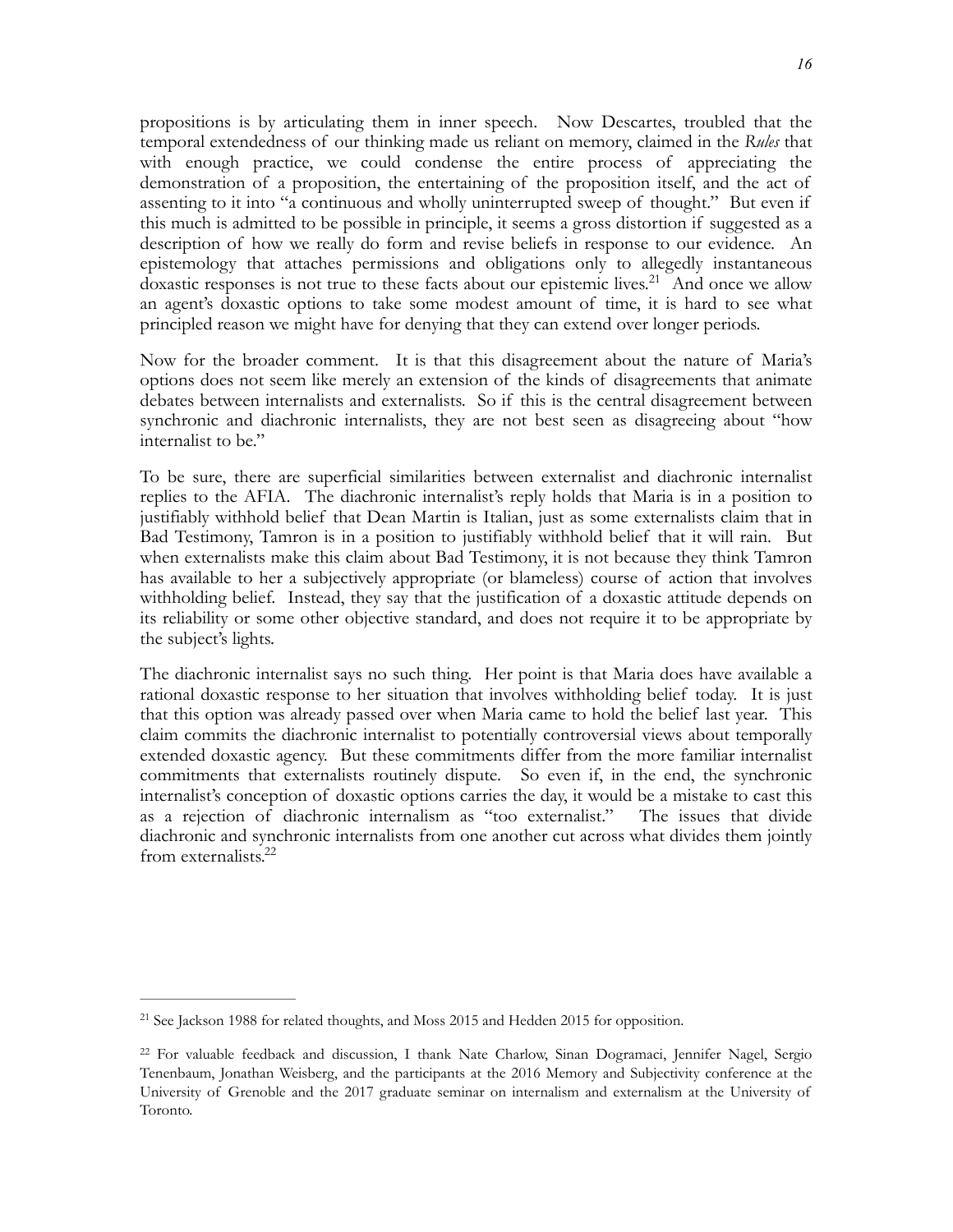propositions is by articulating them in inner speech. Now Descartes, troubled that the temporal extendedness of our thinking made us reliant on memory, claimed in the *Rules* that with enough practice, we could condense the entire process of appreciating the demonstration of a proposition, the entertaining of the proposition itself, and the act of assenting to it into "a continuous and wholly uninterrupted sweep of thought." But even if this much is admitted to be possible in principle, it seems a gross distortion if suggested as a description of how we really do form and revise beliefs in response to our evidence. An epistemology that attaches permissions and obligations only to allegedly instantaneous doxastic responses is not true to these facts about our epistemic lives.[21] And once we allow an agent's doxastic options to take some modest amount of time, it is hard to see what principled reason we might have for denying that they can extend over longer periods.

Now for the broader comment. It is that this disagreement about the nature of Maria's options does not seem like merely an extension of the kinds of disagreements that animate debates between internalists and externalists. So if this is the central disagreement between synchronic and diachronic internalists, they are not best seen as disagreeing about "how internalist to be."

To be sure, there are superficial similarities between externalist and diachronic internalist replies to the AFIA. The diachronic internalist's reply holds that Maria is in a position to justifiably withhold belief that Dean Martin is Italian, just as some externalists claim that in Bad Testimony, Tamron is in a position to justifiably withhold belief that it will rain. But when externalists make this claim about Bad Testimony, it is not because they think Tamron has available to her a subjectively appropriate (or blameless) course of action that involves withholding belief. Instead, they say that the justification of a doxastic attitude depends on its reliability or some other objective standard, and does not require it to be appropriate by the subject's lights.

The diachronic internalist says no such thing. Her point is that Maria does have available a rational doxastic response to her situation that involves withholding belief today. It is just that this option was already passed over when Maria came to hold the belief last year. This claim commits the diachronic internalist to potentially controversial views about temporally extended doxastic agency. But these commitments differ from the more familiar internalist commitments that externalists routinely dispute. So even if, in the end, the synchronic internalist's conception of doxastic options carries the day, it would be a mistake to cast this as a rejection of diachronic internalism as "too externalist." The issues that divide diachronic and synchronic internalists from one another cut across what divides them jointly from externalists.[22]

---

[21] See Jackson 1988 for related thoughts, and Moss 2015 and Hedden 2015 for opposition.

[22] For valuable feedback and discussion, I thank Nate Charlow, Sinan Dogramaci, Jennifer Nagel, Sergio Tenenbaum, Jonathan Weisberg, and the participants at the 2016 Memory and Subjectivity conference at the University of Grenoble and the 2017 graduate seminar on internalism and externalism at the University of Toronto.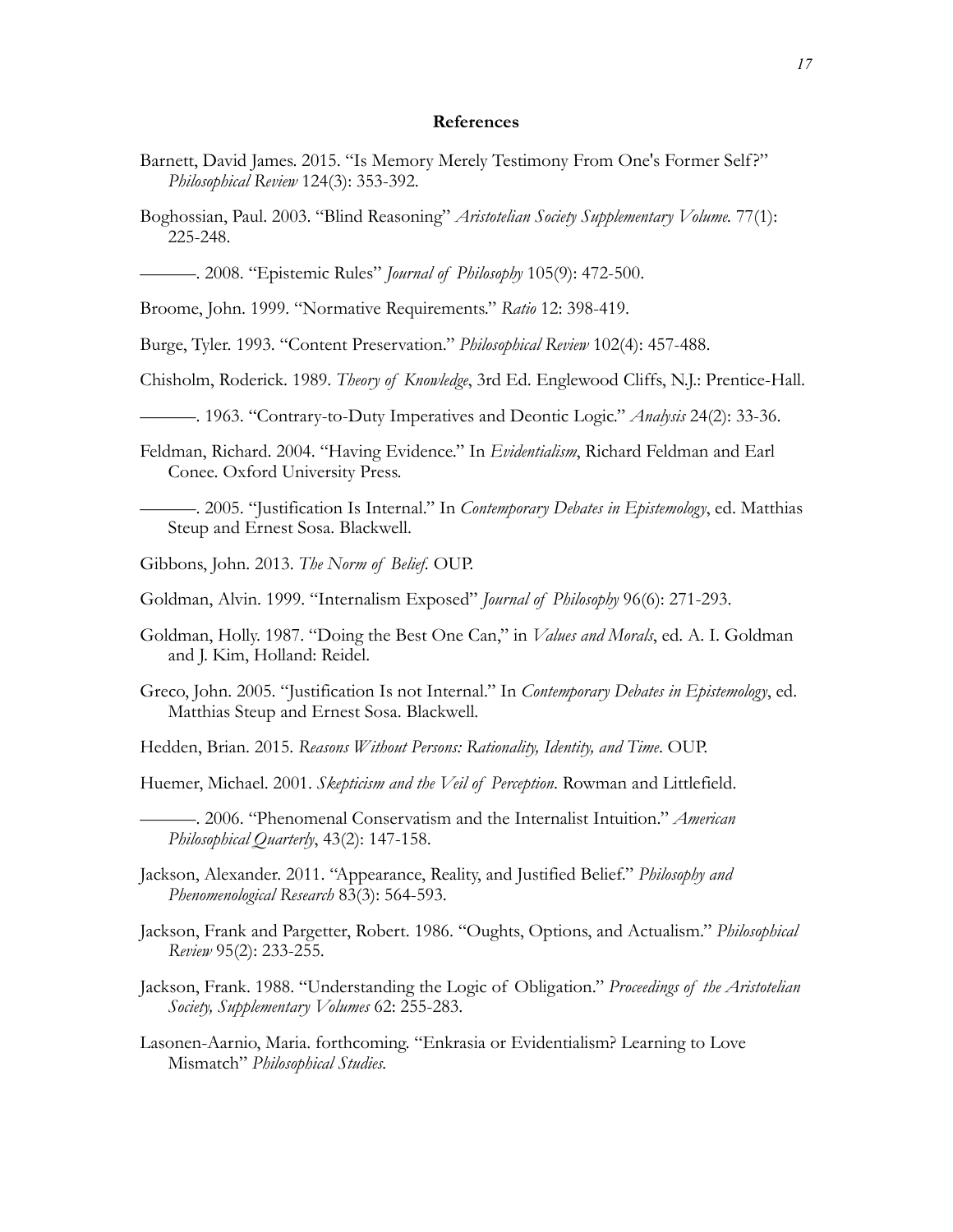## References

Barnett, David James. 2015. "Is Memory Merely Testimony From One's Former Self?" *Philosophical Review* 124(3): 353-392.

Boghossian, Paul. 2003. "Blind Reasoning" *Aristotelian Society Supplementary Volume*. 77(1): 225-248.

———. 2008. "Epistemic Rules" *Journal of Philosophy* 105(9): 472-500.

Broome, John. 1999. "Normative Requirements." *Ratio* 12: 398-419.

Burge, Tyler. 1993. "Content Preservation." *Philosophical Review* 102(4): 457-488.

Chisholm, Roderick. 1989. *Theory of Knowledge*, 3rd Ed. Englewood Cliffs, N.J.: Prentice-Hall.

———. 1963. "Contrary-to-Duty Imperatives and Deontic Logic." *Analysis* 24(2): 33-36.

Feldman, Richard. 2004. "Having Evidence." In *Evidentialism*, Richard Feldman and Earl Conee. Oxford University Press.

———. 2005. "Justification Is Internal." In *Contemporary Debates in Epistemology*, ed. Matthias Steup and Ernest Sosa. Blackwell.

Gibbons, John. 2013. *The Norm of Belief*. OUP.

Goldman, Alvin. 1999. "Internalism Exposed" *Journal of Philosophy* 96(6): 271-293.

Goldman, Holly. 1987. "Doing the Best One Can," in *Values and Morals*, ed. A. I. Goldman and J. Kim, Holland: Reidel.

Greco, John. 2005. "Justification Is not Internal." In *Contemporary Debates in Epistemology*, ed. Matthias Steup and Ernest Sosa. Blackwell.

Hedden, Brian. 2015. *Reasons Without Persons: Rationality, Identity, and Time*. OUP.

Huemer, Michael. 2001. *Skepticism and the Veil of Perception*. Rowman and Littlefield.

———. 2006. "Phenomenal Conservatism and the Internalist Intuition." *American Philosophical Quarterly*, 43(2): 147-158.

Jackson, Alexander. 2011. "Appearance, Reality, and Justified Belief." *Philosophy and Phenomenological Research* 83(3): 564-593.

Jackson, Frank and Pargetter, Robert. 1986. "Oughts, Options, and Actualism." *Philosophical Review* 95(2): 233-255.

Jackson, Frank. 1988. "Understanding the Logic of Obligation." *Proceedings of the Aristotelian Society, Supplementary Volumes* 62: 255-283.

Lasonen-Aarnio, Maria. forthcoming. "Enkrasia or Evidentialism? Learning to Love Mismatch" *Philosophical Studies*.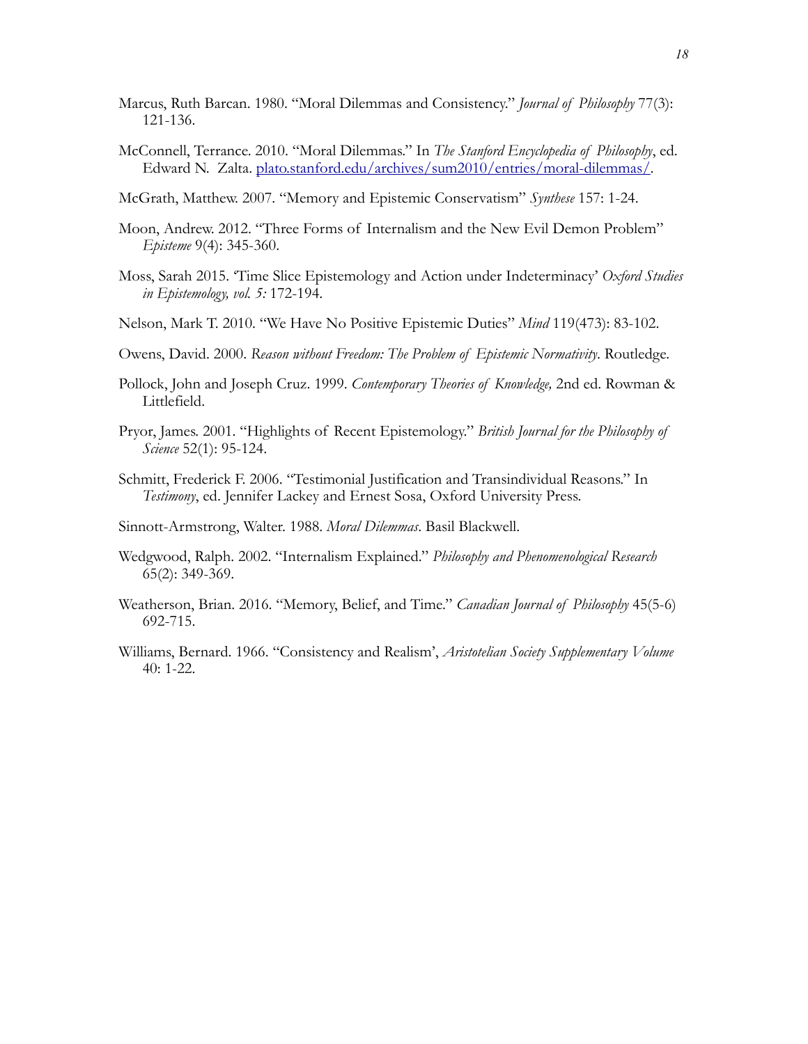Marcus, Ruth Barcan. 1980. "Moral Dilemmas and Consistency." *Journal of Philosophy* 77(3): 121-136.

McConnell, Terrance. 2010. "Moral Dilemmas." In *The Stanford Encyclopedia of Philosophy*, ed. Edward N. Zalta. plato.stanford.edu/archives/sum2010/entries/moral-dilemmas/.

McGrath, Matthew. 2007. "Memory and Epistemic Conservatism" *Synthese* 157: 1-24.

Moon, Andrew. 2012. "Three Forms of Internalism and the New Evil Demon Problem" *Episteme* 9(4): 345-360.

Moss, Sarah 2015. 'Time Slice Epistemology and Action under Indeterminacy' *Oxford Studies in Epistemology, vol. 5:* 172-194.

Nelson, Mark T. 2010. "We Have No Positive Epistemic Duties" *Mind* 119(473): 83-102.

Owens, David. 2000. *Reason without Freedom: The Problem of Epistemic Normativity*. Routledge.

Pollock, John and Joseph Cruz. 1999. *Contemporary Theories of Knowledge,* 2nd ed. Rowman & Littlefield.

Pryor, James. 2001. "Highlights of Recent Epistemology." *British Journal for the Philosophy of Science* 52(1): 95-124.

Schmitt, Frederick F. 2006. "Testimonial Justification and Transindividual Reasons." In *Testimony*, ed. Jennifer Lackey and Ernest Sosa, Oxford University Press.

Sinnott-Armstrong, Walter. 1988. *Moral Dilemmas*. Basil Blackwell.

Wedgwood, Ralph. 2002. "Internalism Explained." *Philosophy and Phenomenological Research* 65(2): 349-369.

Weatherson, Brian. 2016. "Memory, Belief, and Time." *Canadian Journal of Philosophy* 45(5-6) 692-715.

Williams, Bernard. 1966. "Consistency and Realism', *Aristotelian Society Supplementary Volume* 40: 1-22.